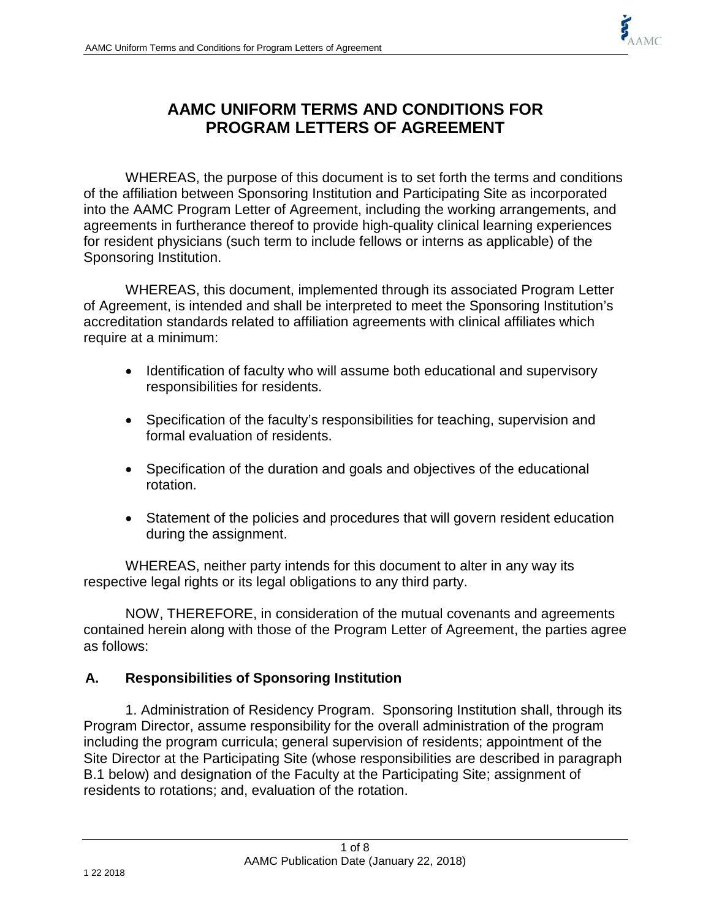# AAMC UNIFORM TERMS AND CONDITIONS FOR PROGRAM LETTERS OF AGREEMENT

WHEREAS, the purpose of this document is to set forth the terms and conditions of the affiliation between Sponsoring Institution and Participating Site as incorporated into the AAMC Program Letter of Agreement, including the working arrangements, and agreements in furtherance thereof to provide high-quality clinical learning experiences for resident physicians (such term to include fellows or interns as applicable) of the Sponsoring Institution.

WHEREAS, this document, implemented through its associated Program Letter of Agreement, is intended and shall be interpreted to meet the Sponsoring Institution's accreditation standards related to affiliation agreements with clinical affiliates which require at a minimum:

- Identification of faculty who will assume both educational and supervisory responsibilities for residents.
- Specification of the faculty's responsibilities for teaching, supervision and formal evaluation of residents.
- Specification of the duration and goals and objectives of the educational rotation.
- Statement of the policies and procedures that will govern resident education during the assignment.

WHEREAS, neither party intends for this document to alter in any way its respective legal rights or its legal obligations to any third party.

NOW, THEREFORE, in consideration of the mutual covenants and agreements contained herein along with those of the Program Letter of Agreement, the parties agree as follows:

## A. Responsibilities of Sponsoring Institution

1. Administration of Residency Program. Sponsoring Institution shall, through its Program Director, assume responsibility for the overall administration of the program including the program curricula; general supervision of residents; appointment of the Site Director at the Participating Site (whose responsibilities are described in paragraph B.1 below) and designation of the Faculty at the Participating Site; assignment of residents to rotations; and, evaluation of the rotation.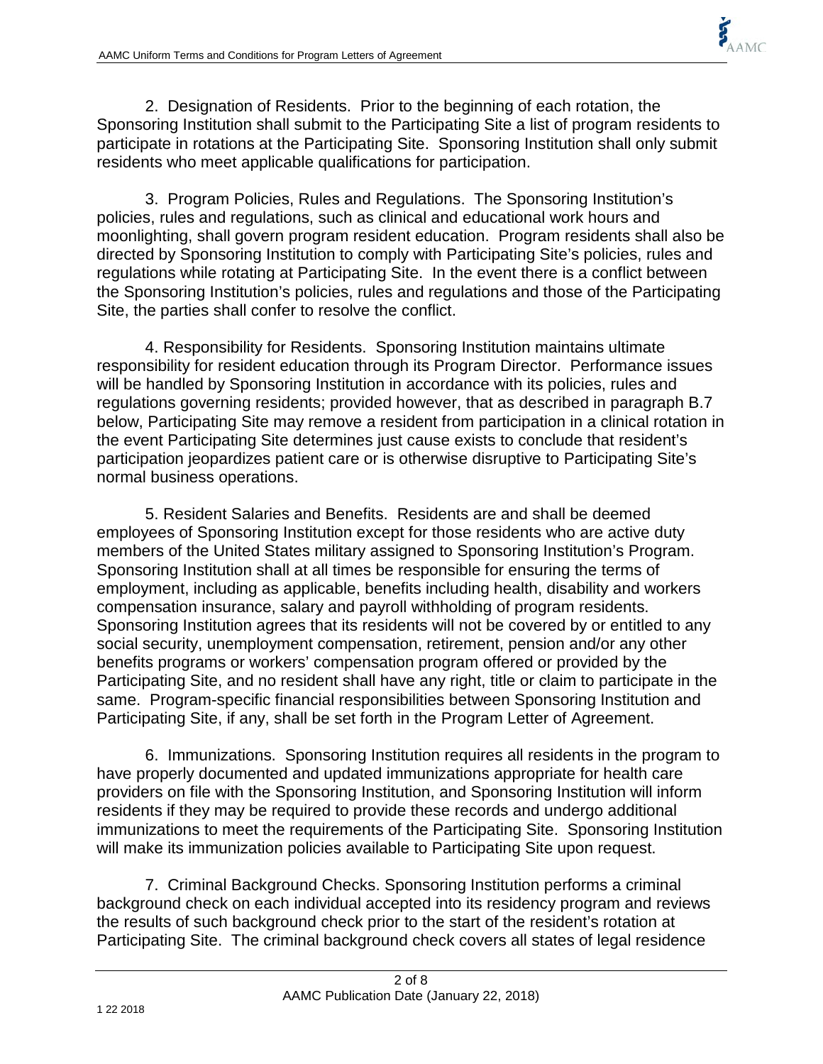2. Designation of Residents. Prior to the beginning of each rotation, the Sponsoring Institution shall submit to the Participating Site a list of program residents to participate in rotations at the Participating Site. Sponsoring Institution shall only submit residents who meet applicable qualifications for participation.

3. Program Policies, Rules and Regulations. The Sponsoring Institution's policies, rules and regulations, such as clinical and educational work hours and moonlighting, shall govern program resident education. Program residents shall also be directed by Sponsoring Institution to comply with Participating Site's policies, rules and regulations while rotating at Participating Site. In the event there is a conflict between the Sponsoring Institution's policies, rules and regulations and those of the Participating Site, the parties shall confer to resolve the conflict.

4. Responsibility for Residents. Sponsoring Institution maintains ultimate responsibility for resident education through its Program Director. Performance issues will be handled by Sponsoring Institution in accordance with its policies, rules and regulations governing residents; provided however, that as described in paragraph B.7 below, Participating Site may remove a resident from participation in a clinical rotation in the event Participating Site determines just cause exists to conclude that resident's participation jeopardizes patient care or is otherwise disruptive to Participating Site's normal business operations.

5. Resident Salaries and Benefits. Residents are and shall be deemed employees of Sponsoring Institution except for those residents who are active duty members of the United States military assigned to Sponsoring Institution's Program. Sponsoring Institution shall at all times be responsible for ensuring the terms of employment, including as applicable, benefits including health, disability and workers compensation insurance, salary and payroll withholding of program residents. Sponsoring Institution agrees that its residents will not be covered by or entitled to any social security, unemployment compensation, retirement, pension and/or any other benefits programs or workers' compensation program offered or provided by the Participating Site, and no resident shall have any right, title or claim to participate in the same. Program-specific financial responsibilities between Sponsoring Institution and Participating Site, if any, shall be set forth in the Program Letter of Agreement.

6. Immunizations. Sponsoring Institution requires all residents in the program to have properly documented and updated immunizations appropriate for health care providers on file with the Sponsoring Institution, and Sponsoring Institution will inform residents if they may be required to provide these records and undergo additional immunizations to meet the requirements of the Participating Site. Sponsoring Institution will make its immunization policies available to Participating Site upon request.

7. Criminal Background Checks. Sponsoring Institution performs a criminal background check on each individual accepted into its residency program and reviews the results of such background check prior to the start of the resident's rotation at Participating Site. The criminal background check covers all states of legal residence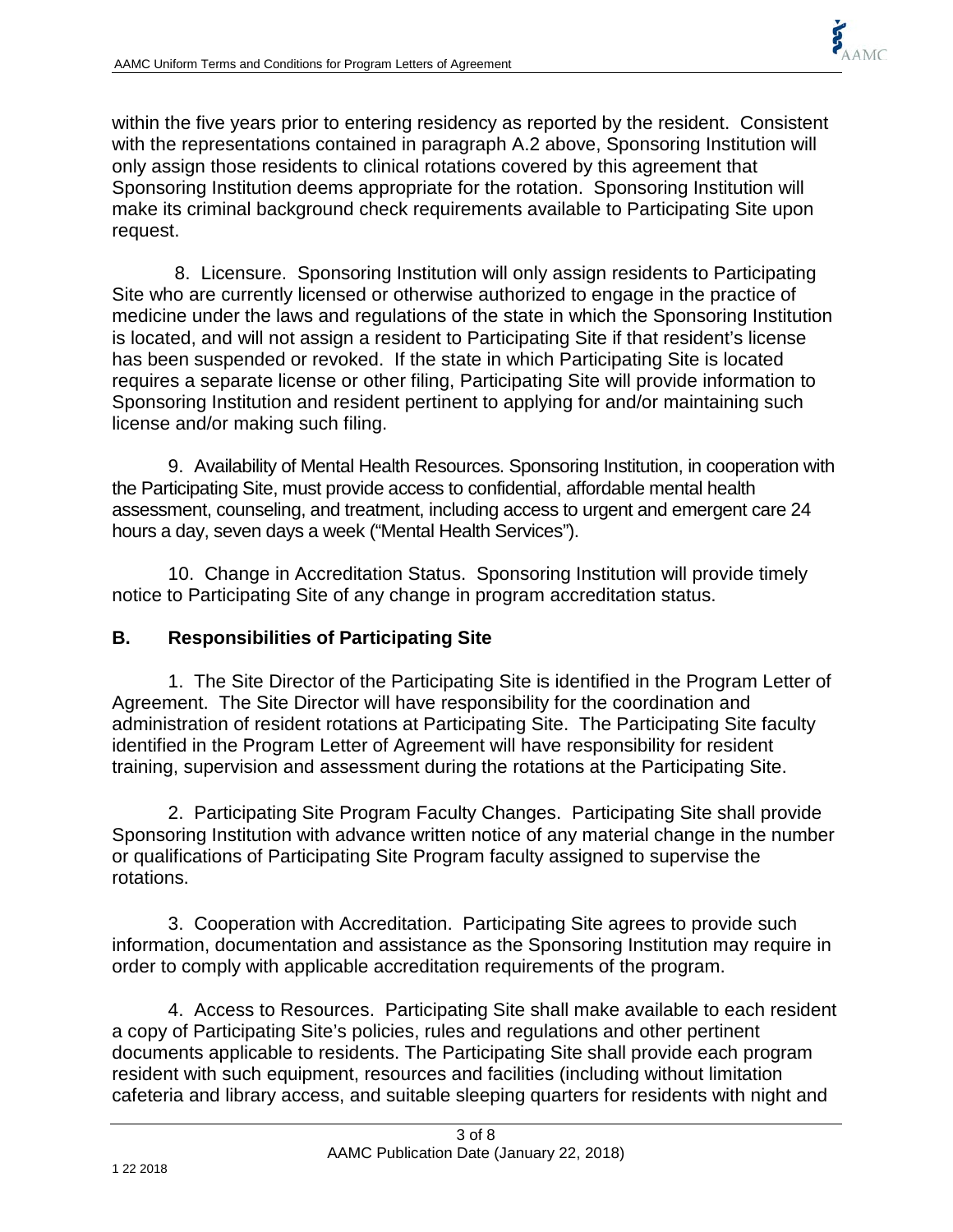within the five years prior to entering residency as reported by the resident. Consistent with the representations contained in paragraph A.2 above, Sponsoring Institution will only assign those residents to clinical rotations covered by this agreement that Sponsoring Institution deems appropriate for the rotation. Sponsoring Institution will make its criminal background check requirements available to Participating Site upon request.

8. Licensure. Sponsoring Institution will only assign residents to Participating Site who are currently licensed or otherwise authorized to engage in the practice of medicine under the laws and regulations of the state in which the Sponsoring Institution is located, and will not assign a resident to Participating Site if that resident's license has been suspended or revoked. If the state in which Participating Site is located requires a separate license or other filing, Participating Site will provide information to Sponsoring Institution and resident pertinent to applying for and/or maintaining such license and/or making such filing.

9. Availability of Mental Health Resources. Sponsoring Institution, in cooperation with the Participating Site, must provide access to confidential, affordable mental health assessment, counseling, and treatment, including access to urgent and emergent care 24 hours a day, seven days a week ("Mental Health Services").

10. Change in Accreditation Status. Sponsoring Institution will provide timely notice to Participating Site of any change in program accreditation status.

## B. Responsibilities of Participating Site

1. The Site Director of the Participating Site is identified in the Program Letter of Agreement. The Site Director will have responsibility for the coordination and administration of resident rotations at Participating Site. The Participating Site faculty identified in the Program Letter of Agreement will have responsibility for resident training, supervision and assessment during the rotations at the Participating Site.

2. Participating Site Program Faculty Changes. Participating Site shall provide Sponsoring Institution with advance written notice of any material change in the number or qualifications of Participating Site Program faculty assigned to supervise the rotations.

3. Cooperation with Accreditation. Participating Site agrees to provide such information, documentation and assistance as the Sponsoring Institution may require in order to comply with applicable accreditation requirements of the program.

4. Access to Resources. Participating Site shall make available to each resident a copy of Participating Site's policies, rules and regulations and other pertinent documents applicable to residents. The Participating Site shall provide each program resident with such equipment, resources and facilities (including without limitation cafeteria and library access, and suitable sleeping quarters for residents with night and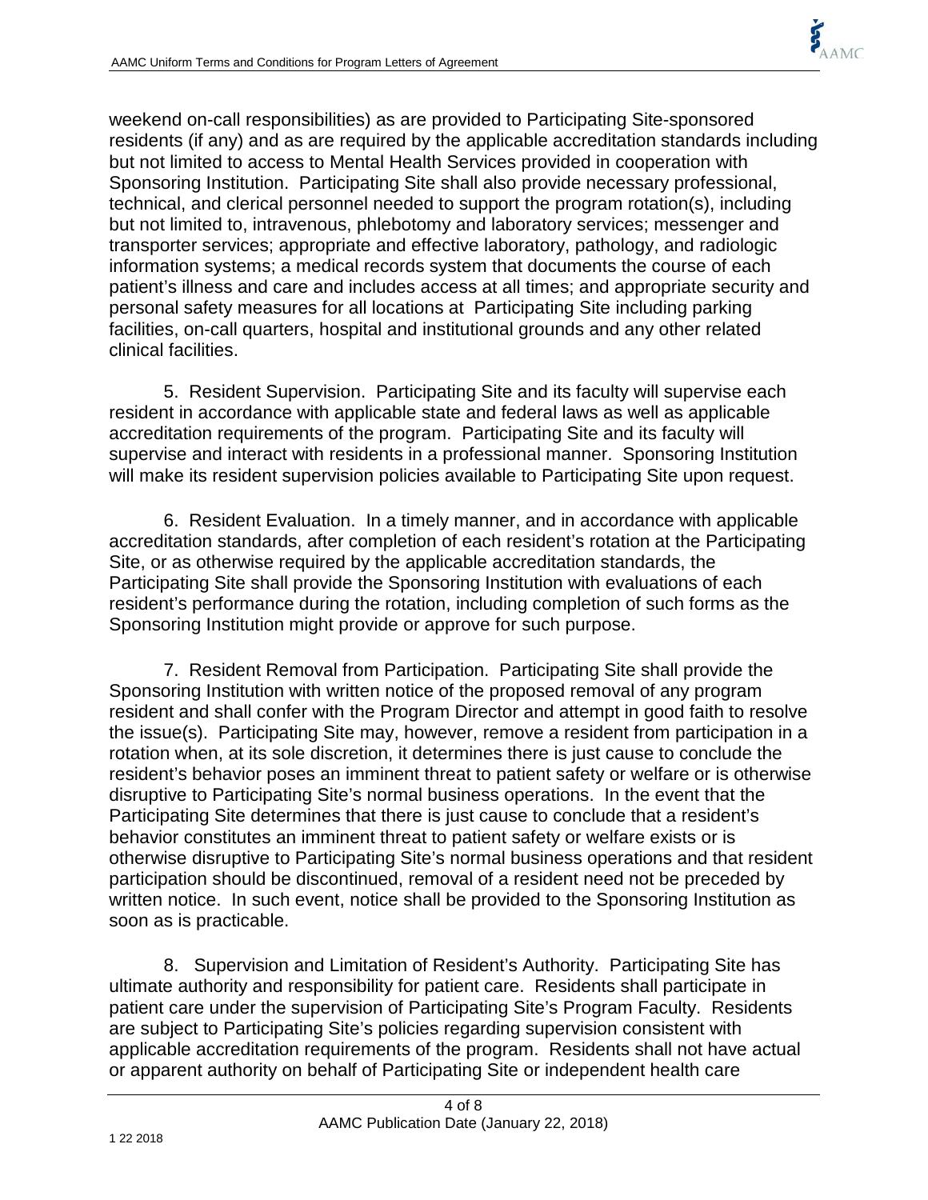weekend on-call responsibilities) as are provided to Participating Site-sponsored residents (if any) and as are required by the applicable accreditation standards including but not limited to access to Mental Health Services provided in cooperation with Sponsoring Institution. Participating Site shall also provide necessary professional, technical, and clerical personnel needed to support the program rotation(s), including but not limited to, intravenous, phlebotomy and laboratory services; messenger and transporter services; appropriate and effective laboratory, pathology, and radiologic information systems; a medical records system that documents the course of each patient's illness and care and includes access at all times; and appropriate security and personal safety measures for all locations at Participating Site including parking facilities, on-call quarters, hospital and institutional grounds and any other related clinical facilities.

5. Resident Supervision. Participating Site and its faculty will supervise each resident in accordance with applicable state and federal laws as well as applicable accreditation requirements of the program. Participating Site and its faculty will supervise and interact with residents in a professional manner. Sponsoring Institution will make its resident supervision policies available to Participating Site upon request.

6. Resident Evaluation. In a timely manner, and in accordance with applicable accreditation standards, after completion of each resident's rotation at the Participating Site, or as otherwise required by the applicable accreditation standards, the Participating Site shall provide the Sponsoring Institution with evaluations of each resident's performance during the rotation, including completion of such forms as the Sponsoring Institution might provide or approve for such purpose.

7. Resident Removal from Participation. Participating Site shall provide the Sponsoring Institution with written notice of the proposed removal of any program resident and shall confer with the Program Director and attempt in good faith to resolve the issue(s). Participating Site may, however, remove a resident from participation in a rotation when, at its sole discretion, it determines there is just cause to conclude the resident's behavior poses an imminent threat to patient safety or welfare or is otherwise disruptive to Participating Site's normal business operations. In the event that the Participating Site determines that there is just cause to conclude that a resident's behavior constitutes an imminent threat to patient safety or welfare exists or is otherwise disruptive to Participating Site's normal business operations and that resident participation should be discontinued, removal of a resident need not be preceded by written notice. In such event, notice shall be provided to the Sponsoring Institution as soon as is practicable.

8. Supervision and Limitation of Resident's Authority. Participating Site has ultimate authority and responsibility for patient care. Residents shall participate in patient care under the supervision of Participating Site's Program Faculty. Residents are subject to Participating Site's policies regarding supervision consistent with applicable accreditation requirements of the program. Residents shall not have actual or apparent authority on behalf of Participating Site or independent health care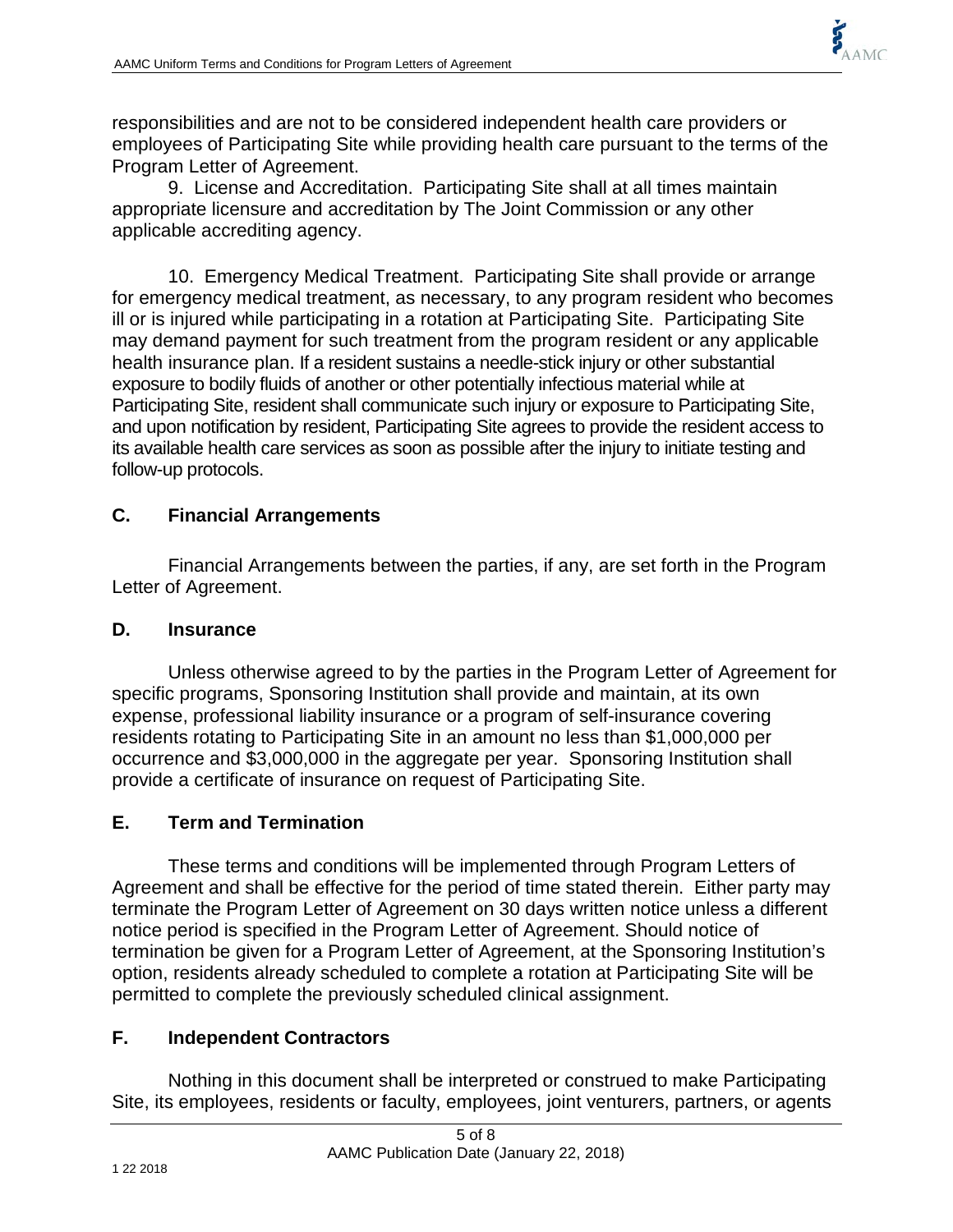responsibilities and are not to be considered independent health care providers or employees of Participating Site while providing health care pursuant to the terms of the Program Letter of Agreement.

9. License and Accreditation. Participating Site shall at all times maintain appropriate licensure and accreditation by The Joint Commission or any other applicable accrediting agency.

10. Emergency Medical Treatment. Participating Site shall provide or arrange for emergency medical treatment, as necessary, to any program resident who becomes ill or is injured while participating in a rotation at Participating Site. Participating Site may demand payment for such treatment from the program resident or any applicable health insurance plan. If a resident sustains a needle-stick injury or other substantial exposure to bodily fluids of another or other potentially infectious material while at Participating Site, resident shall communicate such injury or exposure to Participating Site, and upon notification by resident, Participating Site agrees to provide the resident access to its available health care services as soon as possible after the injury to initiate testing and follow-up protocols.

## C. Financial Arrangements

Financial Arrangements between the parties, if any, are set forth in the Program Letter of Agreement.

## D. Insurance

Unless otherwise agreed to by the parties in the Program Letter of Agreement for specific programs, Sponsoring Institution shall provide and maintain, at its own expense, professional liability insurance or a program of self-insurance covering residents rotating to Participating Site in an amount no less than $1,000,000 per occurrence and $3,000,000 in the aggregate per year. Sponsoring Institution shall provide a certificate of insurance on request of Participating Site.

## E. Term and Termination

These terms and conditions will be implemented through Program Letters of Agreement and shall be effective for the period of time stated therein. Either party may terminate the Program Letter of Agreement on 30 days written notice unless a different notice period is specified in the Program Letter of Agreement. Should notice of termination be given for a Program Letter of Agreement, at the Sponsoring Institution's option, residents already scheduled to complete a rotation at Participating Site will be permitted to complete the previously scheduled clinical assignment.

## F. Independent Contractors

Nothing in this document shall be interpreted or construed to make Participating Site, its employees, residents or faculty, employees, joint venturers, partners, or agents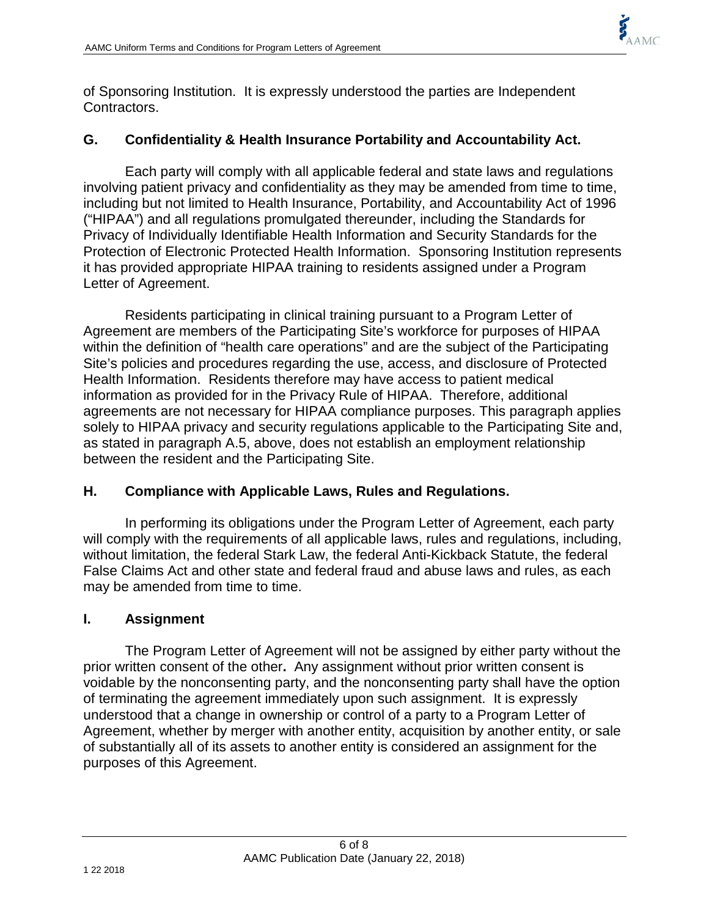of Sponsoring Institution. It is expressly understood the parties are Independent Contractors.

## G. Confidentiality & Health Insurance Portability and Accountability Act.

Each party will comply with all applicable federal and state laws and regulations involving patient privacy and confidentiality as they may be amended from time to time, including but not limited to Health Insurance, Portability, and Accountability Act of 1996 ("HIPAA") and all regulations promulgated thereunder, including the Standards for Privacy of Individually Identifiable Health Information and Security Standards for the Protection of Electronic Protected Health Information. Sponsoring Institution represents it has provided appropriate HIPAA training to residents assigned under a Program Letter of Agreement.

Residents participating in clinical training pursuant to a Program Letter of Agreement are members of the Participating Site's workforce for purposes of HIPAA within the definition of "health care operations" and are the subject of the Participating Site's policies and procedures regarding the use, access, and disclosure of Protected Health Information. Residents therefore may have access to patient medical information as provided for in the Privacy Rule of HIPAA. Therefore, additional agreements are not necessary for HIPAA compliance purposes. This paragraph applies solely to HIPAA privacy and security regulations applicable to the Participating Site and, as stated in paragraph A.5, above, does not establish an employment relationship between the resident and the Participating Site.

## H. Compliance with Applicable Laws, Rules and Regulations.

In performing its obligations under the Program Letter of Agreement, each party will comply with the requirements of all applicable laws, rules and regulations, including, without limitation, the federal Stark Law, the federal Anti-Kickback Statute, the federal False Claims Act and other state and federal fraud and abuse laws and rules, as each may be amended from time to time.

## I. Assignment

The Program Letter of Agreement will not be assigned by either party without the prior written consent of the other**.** Any assignment without prior written consent is voidable by the nonconsenting party, and the nonconsenting party shall have the option of terminating the agreement immediately upon such assignment. It is expressly understood that a change in ownership or control of a party to a Program Letter of Agreement, whether by merger with another entity, acquisition by another entity, or sale of substantially all of its assets to another entity is considered an assignment for the purposes of this Agreement.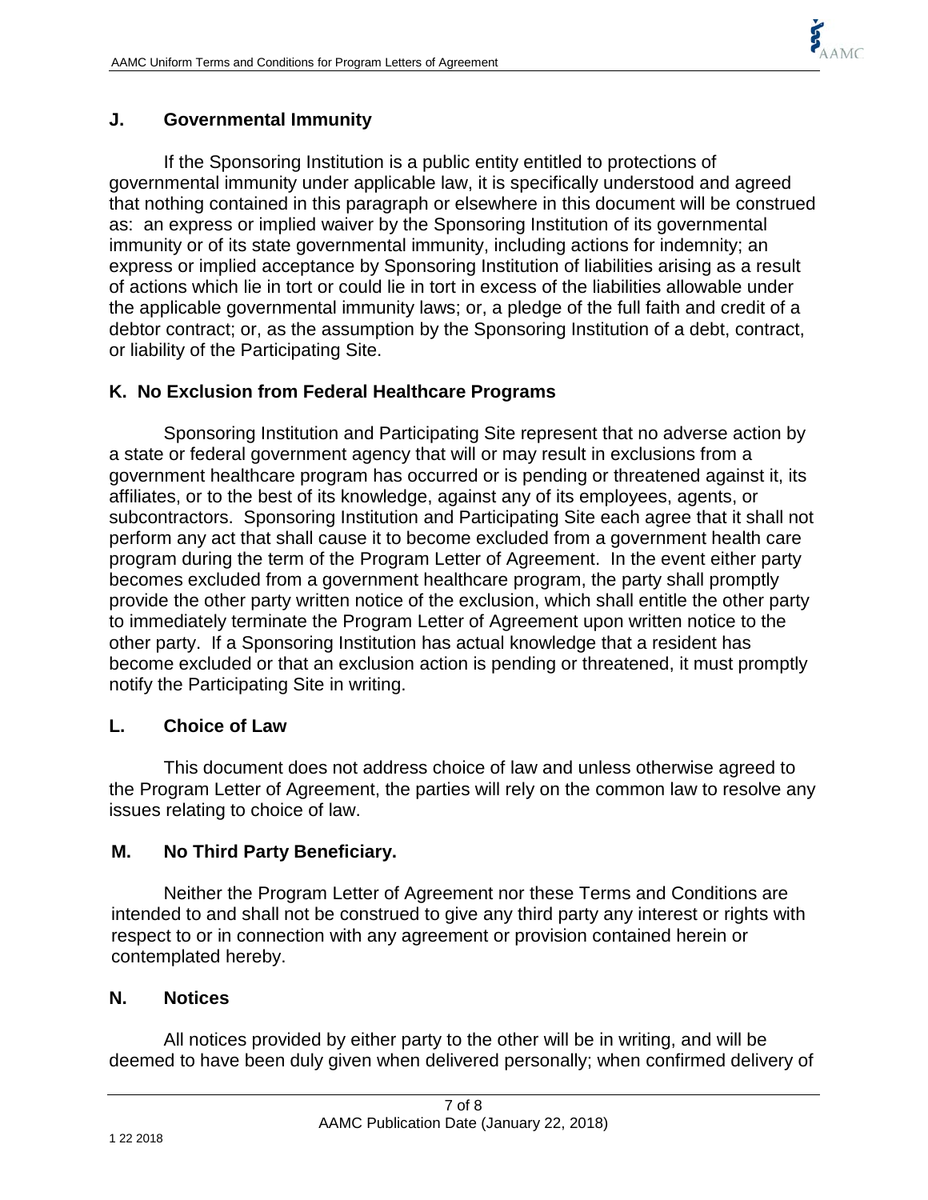## J. Governmental Immunity

If the Sponsoring Institution is a public entity entitled to protections of governmental immunity under applicable law, it is specifically understood and agreed that nothing contained in this paragraph or elsewhere in this document will be construed as: an express or implied waiver by the Sponsoring Institution of its governmental immunity or of its state governmental immunity, including actions for indemnity; an express or implied acceptance by Sponsoring Institution of liabilities arising as a result of actions which lie in tort or could lie in tort in excess of the liabilities allowable under the applicable governmental immunity laws; or, a pledge of the full faith and credit of a debtor contract; or, as the assumption by the Sponsoring Institution of a debt, contract, or liability of the Participating Site.

## K. No Exclusion from Federal Healthcare Programs

Sponsoring Institution and Participating Site represent that no adverse action by a state or federal government agency that will or may result in exclusions from a government healthcare program has occurred or is pending or threatened against it, its affiliates, or to the best of its knowledge, against any of its employees, agents, or subcontractors. Sponsoring Institution and Participating Site each agree that it shall not perform any act that shall cause it to become excluded from a government health care program during the term of the Program Letter of Agreement. In the event either party becomes excluded from a government healthcare program, the party shall promptly provide the other party written notice of the exclusion, which shall entitle the other party to immediately terminate the Program Letter of Agreement upon written notice to the other party. If a Sponsoring Institution has actual knowledge that a resident has become excluded or that an exclusion action is pending or threatened, it must promptly notify the Participating Site in writing.

## L. Choice of Law

This document does not address choice of law and unless otherwise agreed to the Program Letter of Agreement, the parties will rely on the common law to resolve any issues relating to choice of law.

## M. No Third Party Beneficiary.

Neither the Program Letter of Agreement nor these Terms and Conditions are intended to and shall not be construed to give any third party any interest or rights with respect to or in connection with any agreement or provision contained herein or contemplated hereby.

## N. Notices

All notices provided by either party to the other will be in writing, and will be deemed to have been duly given when delivered personally; when confirmed delivery of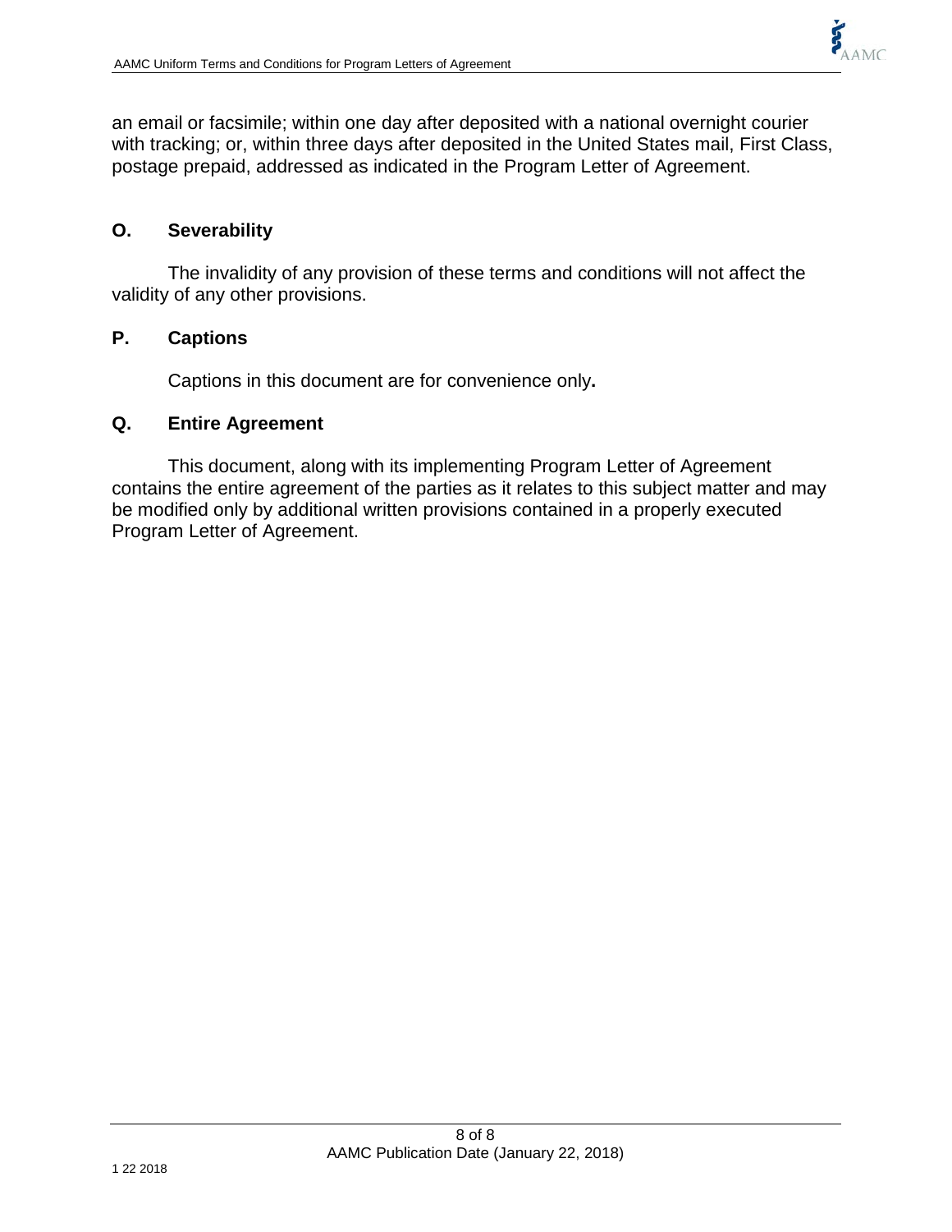an email or facsimile; within one day after deposited with a national overnight courier with tracking; or, within three days after deposited in the United States mail, First Class, postage prepaid, addressed as indicated in the Program Letter of Agreement.

## O. Severability

The invalidity of any provision of these terms and conditions will not affect the validity of any other provisions.

## P. Captions

Captions in this document are for convenience only**.**

## Q. Entire Agreement

This document, along with its implementing Program Letter of Agreement contains the entire agreement of the parties as it relates to this subject matter and may be modified only by additional written provisions contained in a properly executed Program Letter of Agreement.